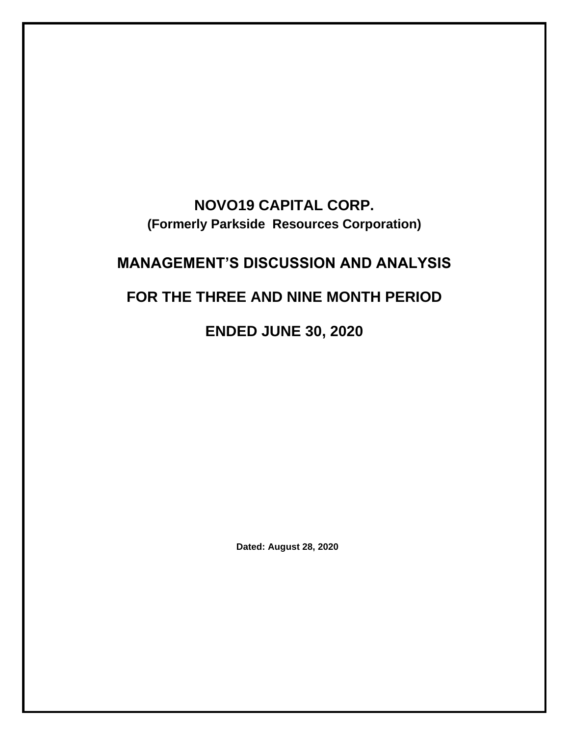# NOVO19 CAPITAL CORP.

**(Formerly Parkside  Resources Corporation)**

# MANAGEMENT'S DISCUSSION AND ANALYSIS

## FOR THE THREE AND NINE MONTH PERIOD

## ENDED JUNE 30, 2020

**Dated: August 28, 2020**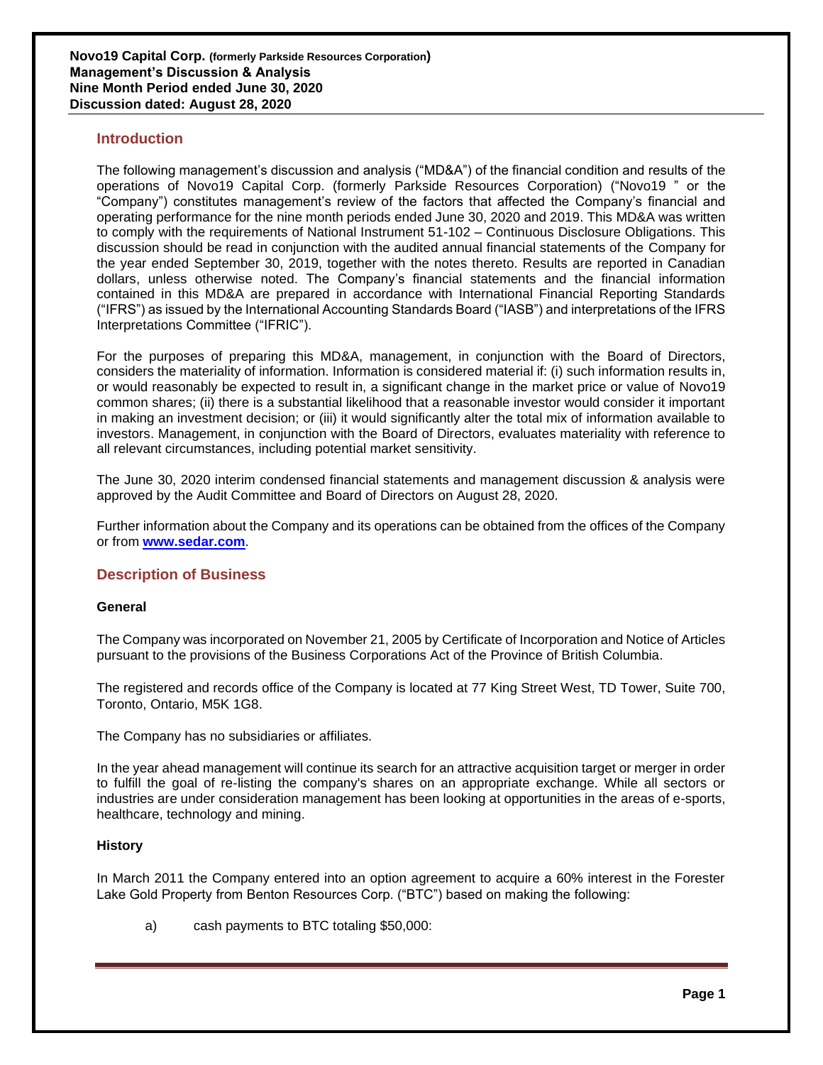## Introduction

The following management's discussion and analysis ("MD&A") of the financial condition and results of the operations of Novo19 Capital Corp. (formerly Parkside Resources Corporation) ("Novo19 " or the "Company") constitutes management's review of the factors that affected the Company's financial and operating performance for the nine month periods ended June 30, 2020 and 2019. This MD&A was written to comply with the requirements of National Instrument 51-102 – Continuous Disclosure Obligations. This discussion should be read in conjunction with the audited annual financial statements of the Company for the year ended September 30, 2019, together with the notes thereto. Results are reported in Canadian dollars, unless otherwise noted. The Company's financial statements and the financial information contained in this MD&A are prepared in accordance with International Financial Reporting Standards ("IFRS") as issued by the International Accounting Standards Board ("IASB") and interpretations of the IFRS Interpretations Committee ("IFRIC").

For the purposes of preparing this MD&A, management, in conjunction with the Board of Directors, considers the materiality of information. Information is considered material if: (i) such information results in, or would reasonably be expected to result in, a significant change in the market price or value of Novo19 common shares; (ii) there is a substantial likelihood that a reasonable investor would consider it important in making an investment decision; or (iii) it would significantly alter the total mix of information available to investors. Management, in conjunction with the Board of Directors, evaluates materiality with reference to all relevant circumstances, including potential market sensitivity.

The June 30, 2020 interim condensed financial statements and management discussion & analysis were approved by the Audit Committee and Board of Directors on August 28, 2020.

Further information about the Company and its operations can be obtained from the offices of the Company or from **www.sedar.com**.

## Description of Business

### General

The Company was incorporated on November 21, 2005 by Certificate of Incorporation and Notice of Articles pursuant to the provisions of the Business Corporations Act of the Province of British Columbia.

The registered and records office of the Company is located at 77 King Street West, TD Tower, Suite 700, Toronto, Ontario, M5K 1G8.

The Company has no subsidiaries or affiliates.

In the year ahead management will continue its search for an attractive acquisition target or merger in order to fulfill the goal of re-listing the company's shares on an appropriate exchange. While all sectors or industries are under consideration management has been looking at opportunities in the areas of e-sports, healthcare, technology and mining.

### History

In March 2011 the Company entered into an option agreement to acquire a 60% interest in the Forester Lake Gold Property from Benton Resources Corp. ("BTC") based on making the following:

a) cash payments to BTC totaling $50,000: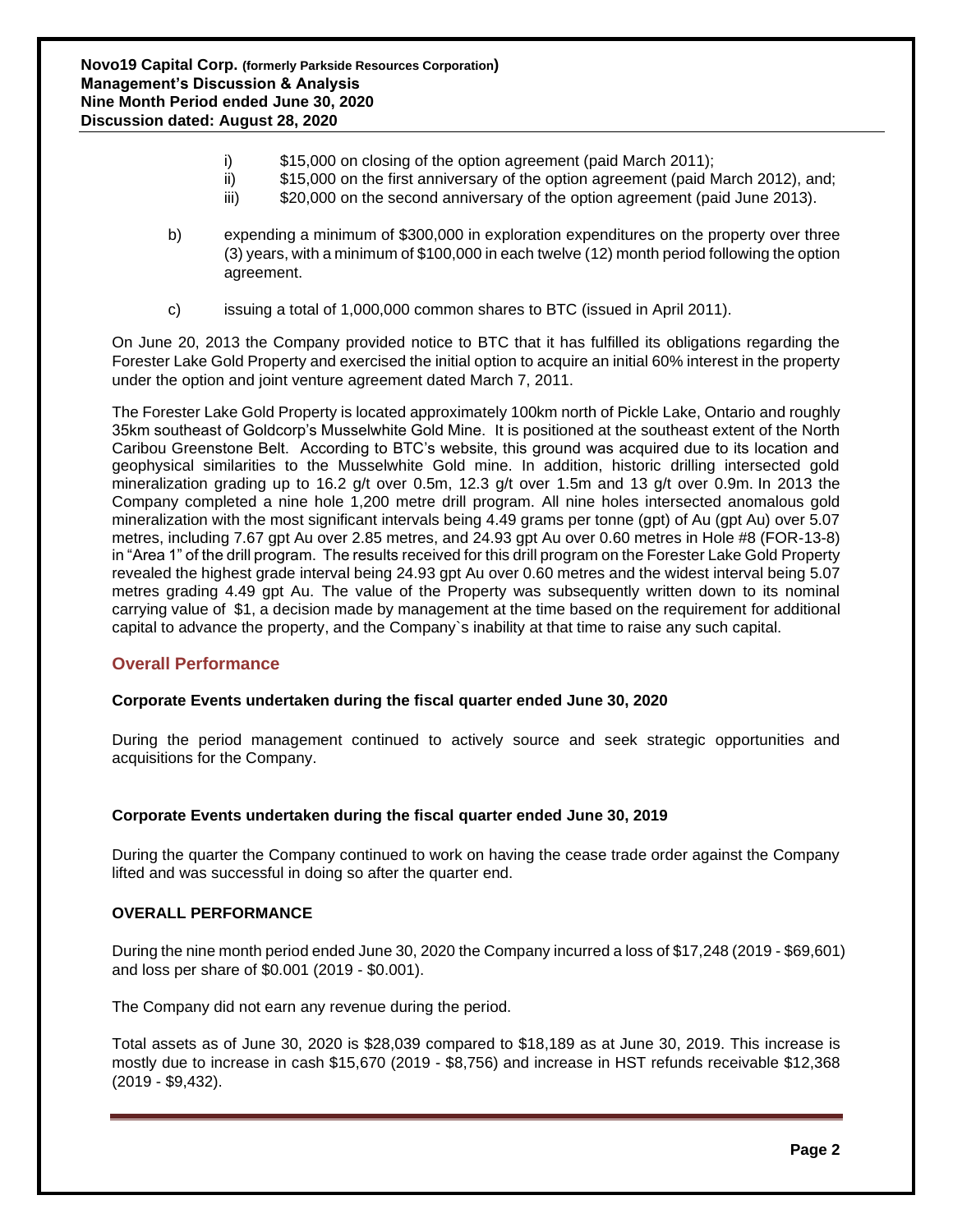i) $15,000 on closing of the option agreement (paid March 2011);
ii) $15,000 on the first anniversary of the option agreement (paid March 2012), and;
iii) $20,000 on the second anniversary of the option agreement (paid June 2013).

b) expending a minimum of $300,000 in exploration expenditures on the property over three (3) years, with a minimum of $100,000 in each twelve (12) month period following the option agreement.

c) issuing a total of 1,000,000 common shares to BTC (issued in April 2011).

On June 20, 2013 the Company provided notice to BTC that it has fulfilled its obligations regarding the Forester Lake Gold Property and exercised the initial option to acquire an initial 60% interest in the property under the option and joint venture agreement dated March 7, 2011.

The Forester Lake Gold Property is located approximately 100km north of Pickle Lake, Ontario and roughly 35km southeast of Goldcorp's Musselwhite Gold Mine. It is positioned at the southeast extent of the North Caribou Greenstone Belt. According to BTC's website, this ground was acquired due to its location and geophysical similarities to the Musselwhite Gold mine. In addition, historic drilling intersected gold mineralization grading up to 16.2 g/t over 0.5m, 12.3 g/t over 1.5m and 13 g/t over 0.9m. In 2013 the Company completed a nine hole 1,200 metre drill program. All nine holes intersected anomalous gold mineralization with the most significant intervals being 4.49 grams per tonne (gpt) of Au (gpt Au) over 5.07 metres, including 7.67 gpt Au over 2.85 metres, and 24.93 gpt Au over 0.60 metres in Hole #8 (FOR-13-8) in "Area 1" of the drill program. The results received for this drill program on the Forester Lake Gold Property revealed the highest grade interval being 24.93 gpt Au over 0.60 metres and the widest interval being 5.07 metres grading 4.49 gpt Au. The value of the Property was subsequently written down to its nominal carrying value of $1, a decision made by management at the time based on the requirement for additional capital to advance the property, and the Company`s inability at that time to raise any such capital.

## Overall Performance

**Corporate Events undertaken during the fiscal quarter ended June 30, 2020**

During the period management continued to actively source and seek strategic opportunities and acquisitions for the Company.

**Corporate Events undertaken during the fiscal quarter ended June 30, 2019**

During the quarter the Company continued to work on having the cease trade order against the Company lifted and was successful in doing so after the quarter end.

**OVERALL PERFORMANCE**

During the nine month period ended June 30, 2020 the Company incurred a loss of $17,248 (2019 - $69,601) and loss per share of $0.001 (2019 - $0.001).

The Company did not earn any revenue during the period.

Total assets as of June 30, 2020 is $28,039 compared to $18,189 as at June 30, 2019. This increase is mostly due to increase in cash $15,670 (2019 - $8,756) and increase in HST refunds receivable $12,368 (2019 - $9,432).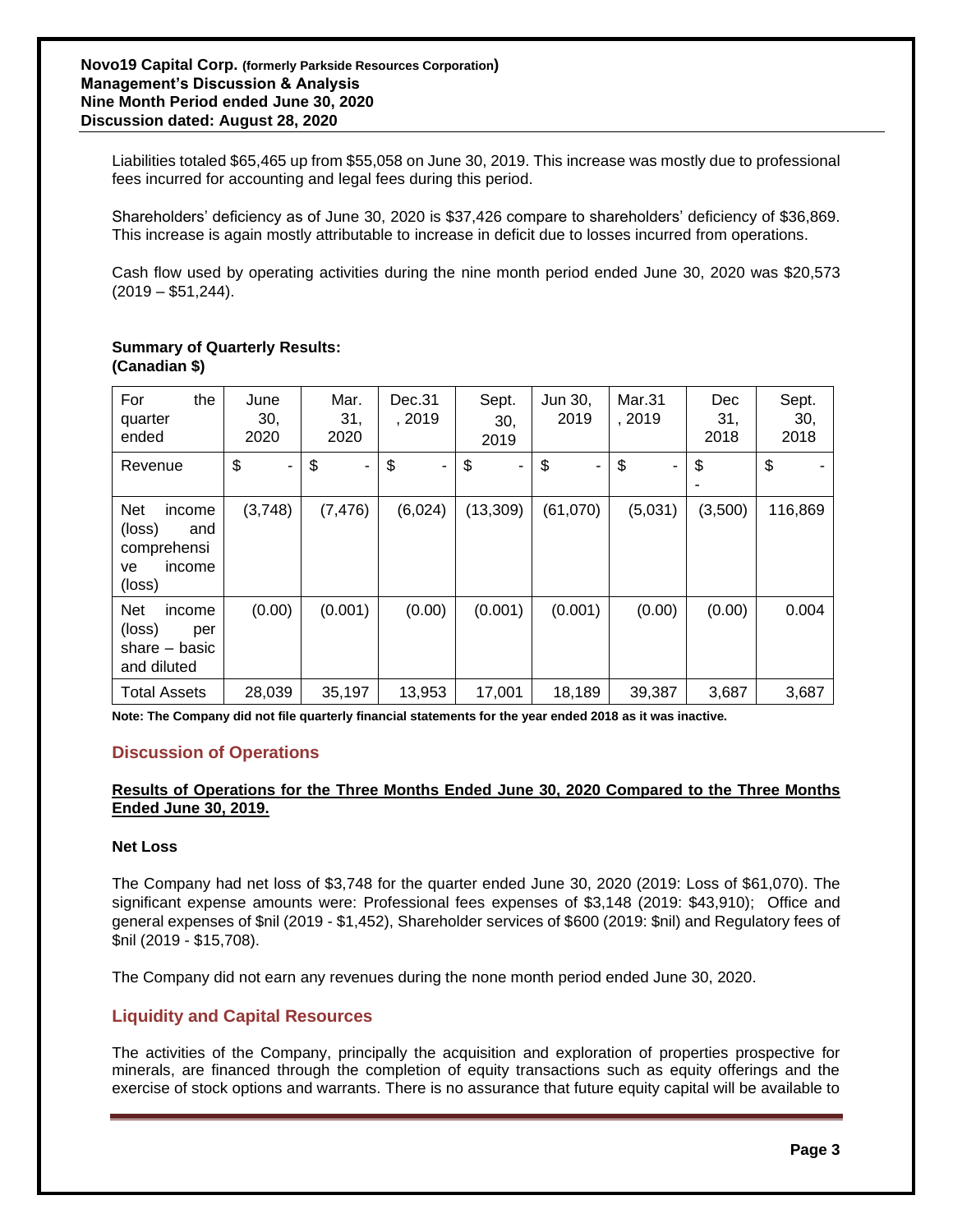Liabilities totaled $65,465 up from $55,058 on June 30, 2019. This increase was mostly due to professional fees incurred for accounting and legal fees during this period.

Shareholders' deficiency as of June 30, 2020 is $37,426 compare to shareholders' deficiency of $36,869. This increase is again mostly attributable to increase in deficit due to losses incurred from operations.

Cash flow used by operating activities during the nine month period ended June 30, 2020 was $20,573 (2019 – $51,244).

**Summary of Quarterly Results:**
**(Canadian $)**

| For the quarter ended | June 30, 2020 | Mar. 31, 2020 | Dec.31, 2019 | Sept. 30, 2019 | Jun 30, 2019 | Mar.31, 2019 | Dec 31, 2018 | Sept. 30, 2018 |
|---|---|---|---|---|---|---|---|---|
| Revenue | $ - | $ - | $ - | $ - | $ - | $ - | $ - | $ - |
| Net income (loss) and comprehensive income (loss) | (3,748) | (7,476) | (6,024) | (13,309) | (61,070) | (5,031) | (3,500) | 116,869 |
| Net income (loss) per share – basic and diluted | (0.00) | (0.001) | (0.00) | (0.001) | (0.001) | (0.00) | (0.00) | 0.004 |
| Total Assets | 28,039 | 35,197 | 13,953 | 17,001 | 18,189 | 39,387 | 3,687 | 3,687 |

**Note: The Company did not file quarterly financial statements for the year ended 2018 as it was inactive.**

## Discussion of Operations

**Results of Operations for the Three Months Ended June 30, 2020 Compared to the Three Months Ended June 30, 2019.**

**Net Loss**

The Company had net loss of $3,748 for the quarter ended June 30, 2020 (2019: Loss of $61,070). The significant expense amounts were: Professional fees expenses of $3,148 (2019: $43,910); Office and general expenses of $nil (2019 - $1,452), Shareholder services of $600 (2019: $nil) and Regulatory fees of $nil (2019 - $15,708).

The Company did not earn any revenues during the none month period ended June 30, 2020.

## Liquidity and Capital Resources

The activities of the Company, principally the acquisition and exploration of properties prospective for minerals, are financed through the completion of equity transactions such as equity offerings and the exercise of stock options and warrants. There is no assurance that future equity capital will be available to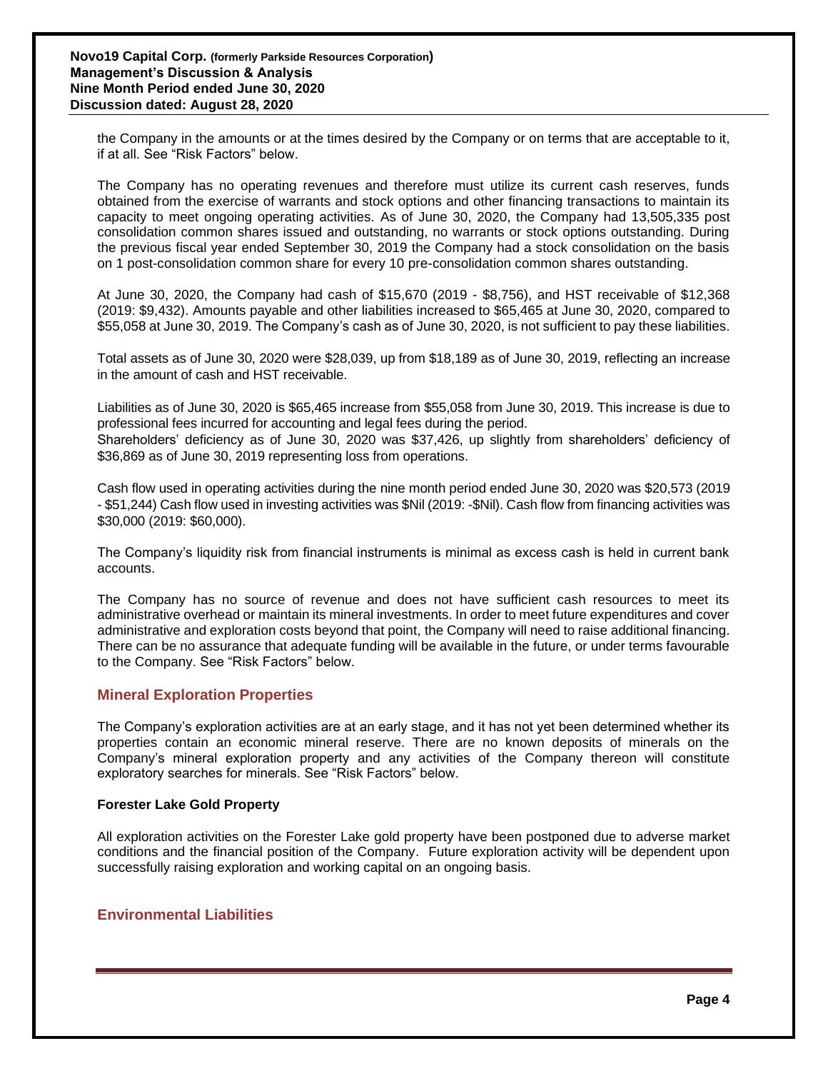the Company in the amounts or at the times desired by the Company or on terms that are acceptable to it, if at all. See "Risk Factors" below.

The Company has no operating revenues and therefore must utilize its current cash reserves, funds obtained from the exercise of warrants and stock options and other financing transactions to maintain its capacity to meet ongoing operating activities. As of June 30, 2020, the Company had 13,505,335 post consolidation common shares issued and outstanding, no warrants or stock options outstanding. During the previous fiscal year ended September 30, 2019 the Company had a stock consolidation on the basis on 1 post-consolidation common share for every 10 pre-consolidation common shares outstanding.

At June 30, 2020, the Company had cash of $15,670 (2019 - $8,756), and HST receivable of $12,368 (2019: $9,432). Amounts payable and other liabilities increased to $65,465 at June 30, 2020, compared to $55,058 at June 30, 2019. The Company's cash as of June 30, 2020, is not sufficient to pay these liabilities.

Total assets as of June 30, 2020 were $28,039, up from $18,189 as of June 30, 2019, reflecting an increase in the amount of cash and HST receivable.

Liabilities as of June 30, 2020 is $65,465 increase from $55,058 from June 30, 2019. This increase is due to professional fees incurred for accounting and legal fees during the period.
Shareholders' deficiency as of June 30, 2020 was $37,426, up slightly from shareholders' deficiency of $36,869 as of June 30, 2019 representing loss from operations.

Cash flow used in operating activities during the nine month period ended June 30, 2020 was $20,573 (2019 - $51,244) Cash flow used in investing activities was $Nil (2019: -$Nil). Cash flow from financing activities was $30,000 (2019: $60,000).

The Company's liquidity risk from financial instruments is minimal as excess cash is held in current bank accounts.

The Company has no source of revenue and does not have sufficient cash resources to meet its administrative overhead or maintain its mineral investments. In order to meet future expenditures and cover administrative and exploration costs beyond that point, the Company will need to raise additional financing. There can be no assurance that adequate funding will be available in the future, or under terms favourable to the Company. See "Risk Factors" below.

## Mineral Exploration Properties

The Company's exploration activities are at an early stage, and it has not yet been determined whether its properties contain an economic mineral reserve. There are no known deposits of minerals on the Company's mineral exploration property and any activities of the Company thereon will constitute exploratory searches for minerals. See "Risk Factors" below.

**Forester Lake Gold Property**

All exploration activities on the Forester Lake gold property have been postponed due to adverse market conditions and the financial position of the Company. Future exploration activity will be dependent upon successfully raising exploration and working capital on an ongoing basis.

## Environmental Liabilities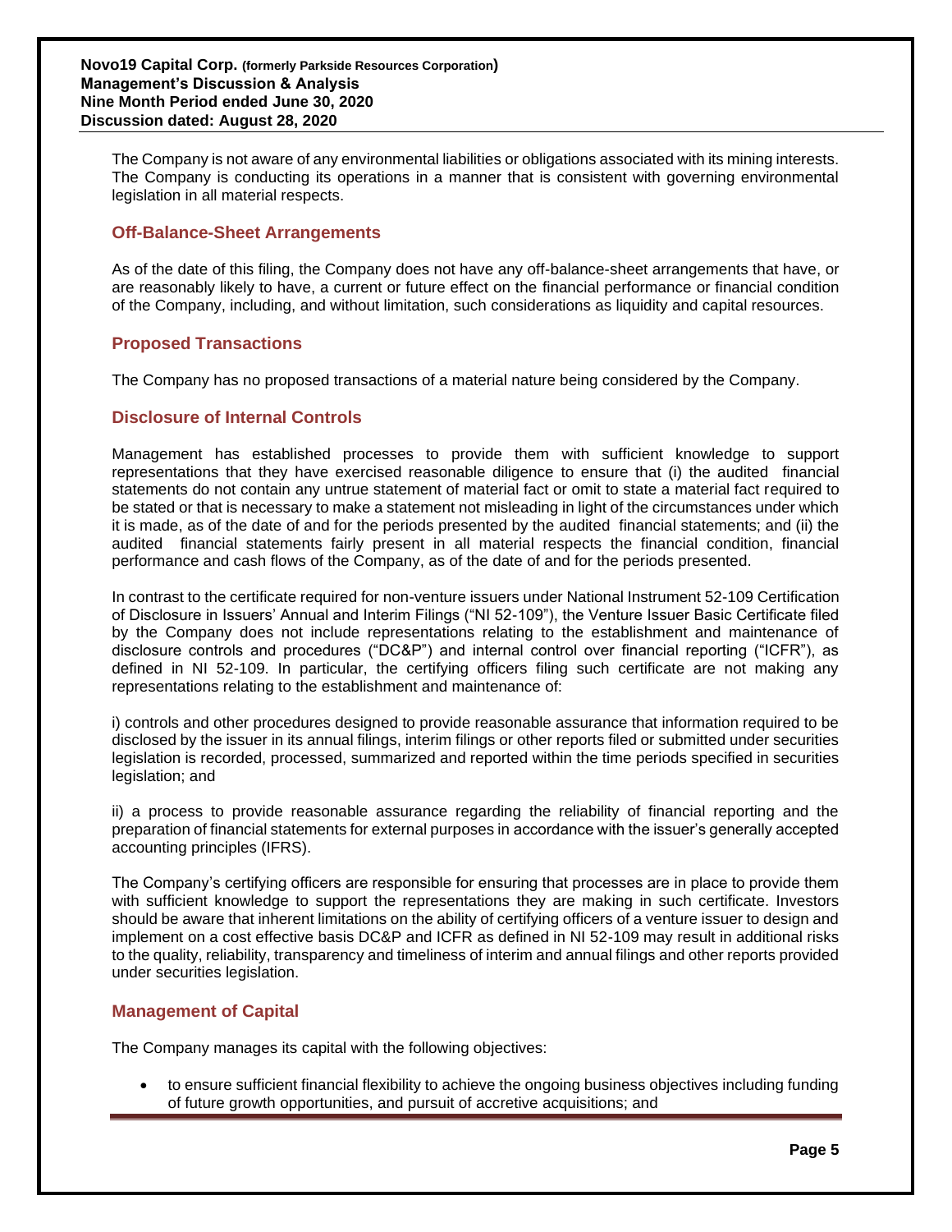The Company is not aware of any environmental liabilities or obligations associated with its mining interests. The Company is conducting its operations in a manner that is consistent with governing environmental legislation in all material respects.

## Off-Balance-Sheet Arrangements

As of the date of this filing, the Company does not have any off-balance-sheet arrangements that have, or are reasonably likely to have, a current or future effect on the financial performance or financial condition of the Company, including, and without limitation, such considerations as liquidity and capital resources.

## Proposed Transactions

The Company has no proposed transactions of a material nature being considered by the Company.

## Disclosure of Internal Controls

Management has established processes to provide them with sufficient knowledge to support representations that they have exercised reasonable diligence to ensure that (i) the audited financial statements do not contain any untrue statement of material fact or omit to state a material fact required to be stated or that is necessary to make a statement not misleading in light of the circumstances under which it is made, as of the date of and for the periods presented by the audited financial statements; and (ii) the audited financial statements fairly present in all material respects the financial condition, financial performance and cash flows of the Company, as of the date of and for the periods presented.

In contrast to the certificate required for non-venture issuers under National Instrument 52-109 Certification of Disclosure in Issuers' Annual and Interim Filings ("NI 52-109"), the Venture Issuer Basic Certificate filed by the Company does not include representations relating to the establishment and maintenance of disclosure controls and procedures ("DC&P") and internal control over financial reporting ("ICFR"), as defined in NI 52-109. In particular, the certifying officers filing such certificate are not making any representations relating to the establishment and maintenance of:

i) controls and other procedures designed to provide reasonable assurance that information required to be disclosed by the issuer in its annual filings, interim filings or other reports filed or submitted under securities legislation is recorded, processed, summarized and reported within the time periods specified in securities legislation; and

ii) a process to provide reasonable assurance regarding the reliability of financial reporting and the preparation of financial statements for external purposes in accordance with the issuer's generally accepted accounting principles (IFRS).

The Company's certifying officers are responsible for ensuring that processes are in place to provide them with sufficient knowledge to support the representations they are making in such certificate. Investors should be aware that inherent limitations on the ability of certifying officers of a venture issuer to design and implement on a cost effective basis DC&P and ICFR as defined in NI 52-109 may result in additional risks to the quality, reliability, transparency and timeliness of interim and annual filings and other reports provided under securities legislation.

## Management of Capital

The Company manages its capital with the following objectives:

- to ensure sufficient financial flexibility to achieve the ongoing business objectives including funding of future growth opportunities, and pursuit of accretive acquisitions; and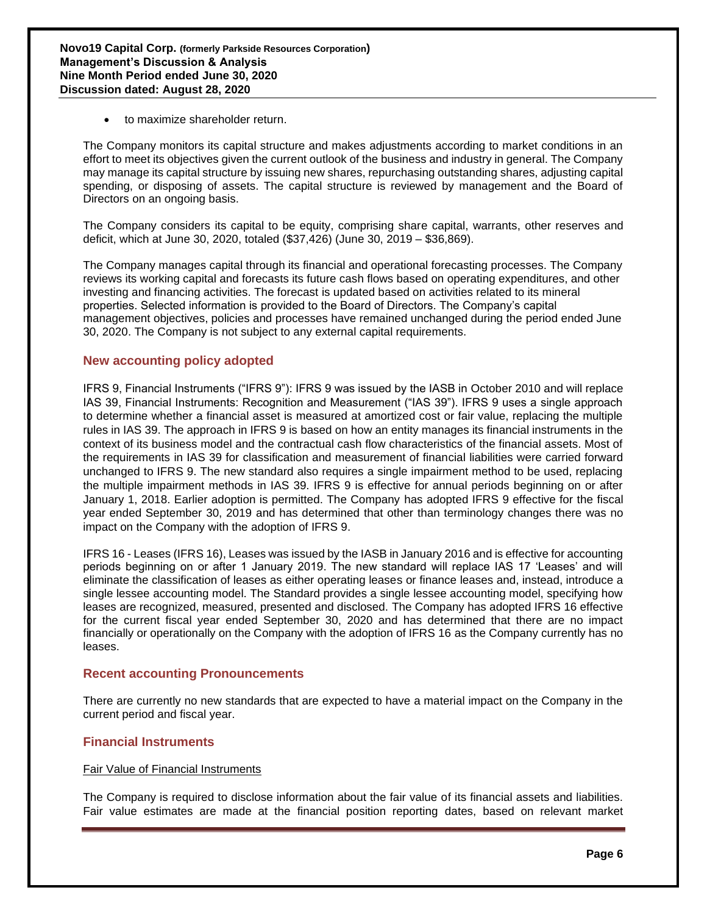- to maximize shareholder return.

The Company monitors its capital structure and makes adjustments according to market conditions in an effort to meet its objectives given the current outlook of the business and industry in general. The Company may manage its capital structure by issuing new shares, repurchasing outstanding shares, adjusting capital spending, or disposing of assets. The capital structure is reviewed by management and the Board of Directors on an ongoing basis.

The Company considers its capital to be equity, comprising share capital, warrants, other reserves and deficit, which at June 30, 2020, totaled ($37,426) (June 30, 2019 – $36,869).

The Company manages capital through its financial and operational forecasting processes. The Company reviews its working capital and forecasts its future cash flows based on operating expenditures, and other investing and financing activities. The forecast is updated based on activities related to its mineral properties. Selected information is provided to the Board of Directors. The Company's capital management objectives, policies and processes have remained unchanged during the period ended June 30, 2020. The Company is not subject to any external capital requirements.

## New accounting policy adopted

IFRS 9, Financial Instruments ("IFRS 9"): IFRS 9 was issued by the IASB in October 2010 and will replace IAS 39, Financial Instruments: Recognition and Measurement ("IAS 39"). IFRS 9 uses a single approach to determine whether a financial asset is measured at amortized cost or fair value, replacing the multiple rules in IAS 39. The approach in IFRS 9 is based on how an entity manages its financial instruments in the context of its business model and the contractual cash flow characteristics of the financial assets. Most of the requirements in IAS 39 for classification and measurement of financial liabilities were carried forward unchanged to IFRS 9. The new standard also requires a single impairment method to be used, replacing the multiple impairment methods in IAS 39. IFRS 9 is effective for annual periods beginning on or after January 1, 2018. Earlier adoption is permitted. The Company has adopted IFRS 9 effective for the fiscal year ended September 30, 2019 and has determined that other than terminology changes there was no impact on the Company with the adoption of IFRS 9.

IFRS 16 - Leases (IFRS 16), Leases was issued by the IASB in January 2016 and is effective for accounting periods beginning on or after 1 January 2019. The new standard will replace IAS 17 'Leases' and will eliminate the classification of leases as either operating leases or finance leases and, instead, introduce a single lessee accounting model. The Standard provides a single lessee accounting model, specifying how leases are recognized, measured, presented and disclosed. The Company has adopted IFRS 16 effective for the current fiscal year ended September 30, 2020 and has determined that there are no impact financially or operationally on the Company with the adoption of IFRS 16 as the Company currently has no leases.

## Recent accounting Pronouncements

There are currently no new standards that are expected to have a material impact on the Company in the current period and fiscal year.

## Financial Instruments

Fair Value of Financial Instruments

The Company is required to disclose information about the fair value of its financial assets and liabilities. Fair value estimates are made at the financial position reporting dates, based on relevant market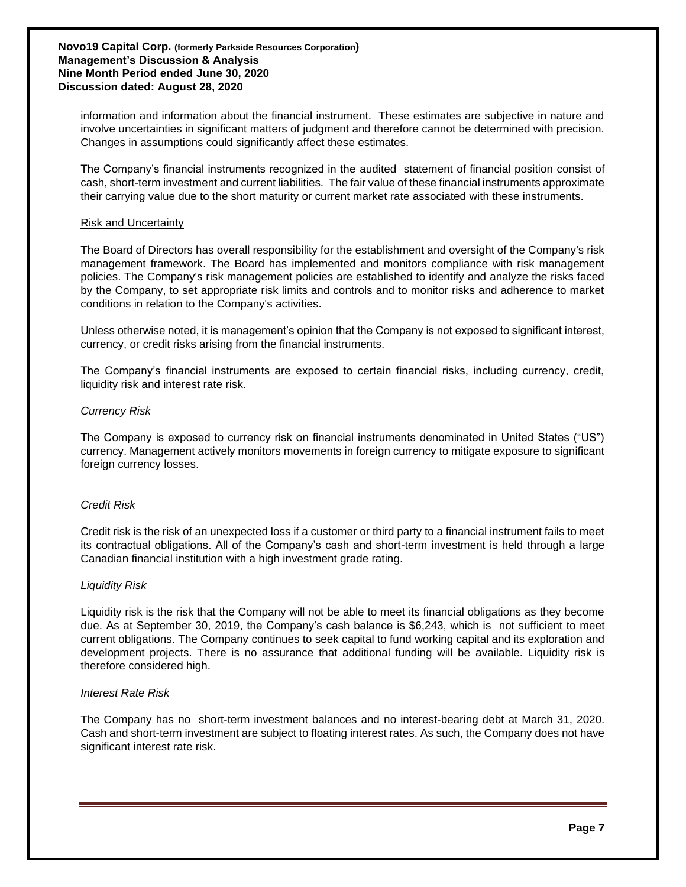information and information about the financial instrument. These estimates are subjective in nature and involve uncertainties in significant matters of judgment and therefore cannot be determined with precision. Changes in assumptions could significantly affect these estimates.

The Company's financial instruments recognized in the audited statement of financial position consist of cash, short-term investment and current liabilities. The fair value of these financial instruments approximate their carrying value due to the short maturity or current market rate associated with these instruments.

## Risk and Uncertainty

The Board of Directors has overall responsibility for the establishment and oversight of the Company's risk management framework. The Board has implemented and monitors compliance with risk management policies. The Company's risk management policies are established to identify and analyze the risks faced by the Company, to set appropriate risk limits and controls and to monitor risks and adherence to market conditions in relation to the Company's activities.

Unless otherwise noted, it is management's opinion that the Company is not exposed to significant interest, currency, or credit risks arising from the financial instruments.

The Company's financial instruments are exposed to certain financial risks, including currency, credit, liquidity risk and interest rate risk.

*Currency Risk*

The Company is exposed to currency risk on financial instruments denominated in United States ("US") currency. Management actively monitors movements in foreign currency to mitigate exposure to significant foreign currency losses.

*Credit Risk*

Credit risk is the risk of an unexpected loss if a customer or third party to a financial instrument fails to meet its contractual obligations. All of the Company's cash and short-term investment is held through a large Canadian financial institution with a high investment grade rating.

*Liquidity Risk*

Liquidity risk is the risk that the Company will not be able to meet its financial obligations as they become due. As at September 30, 2019, the Company's cash balance is $6,243, which is not sufficient to meet current obligations. The Company continues to seek capital to fund working capital and its exploration and development projects. There is no assurance that additional funding will be available. Liquidity risk is therefore considered high.

*Interest Rate Risk*

The Company has no short-term investment balances and no interest-bearing debt at March 31, 2020. Cash and short-term investment are subject to floating interest rates. As such, the Company does not have significant interest rate risk.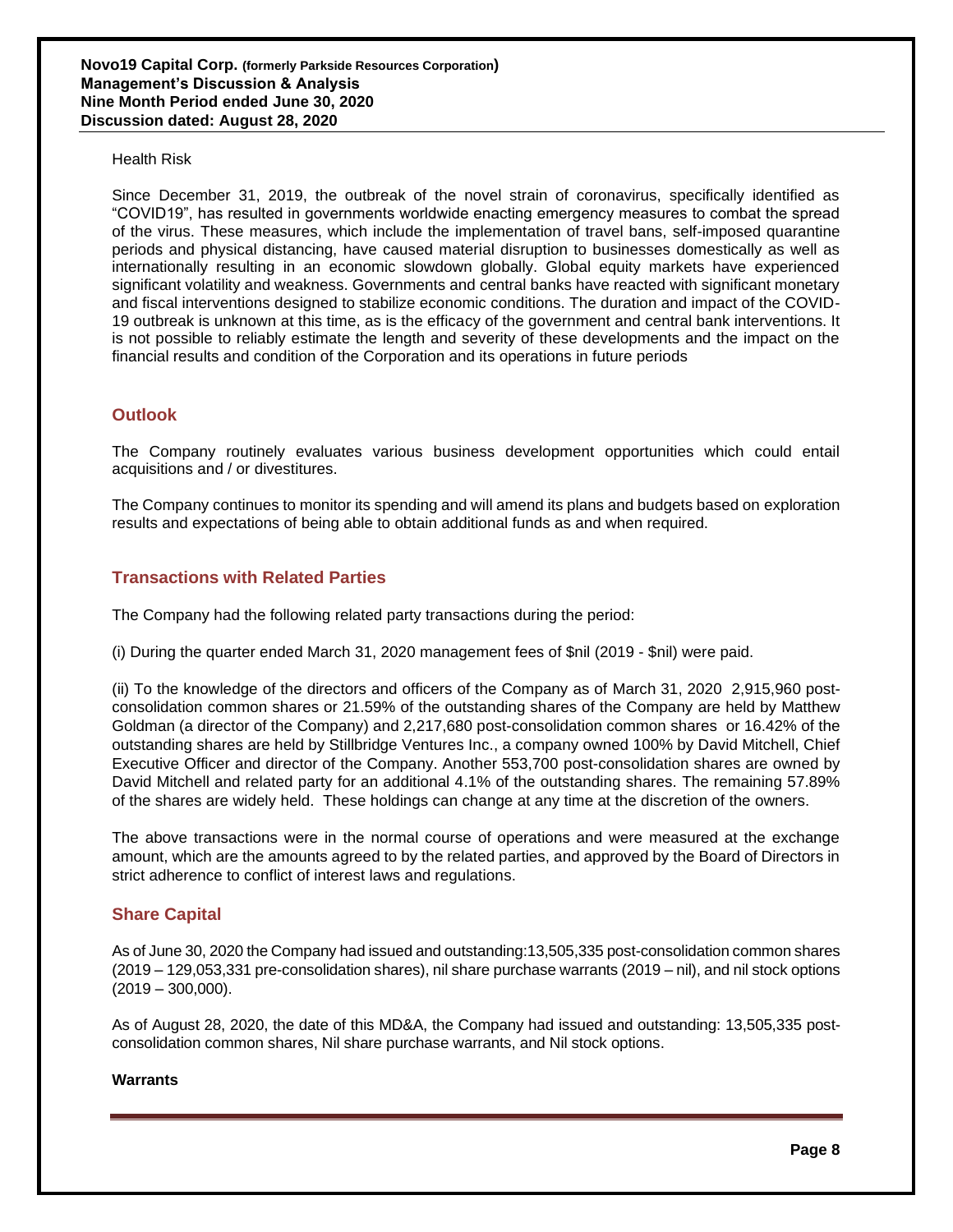Health Risk

Since December 31, 2019, the outbreak of the novel strain of coronavirus, specifically identified as "COVID19", has resulted in governments worldwide enacting emergency measures to combat the spread of the virus. These measures, which include the implementation of travel bans, self-imposed quarantine periods and physical distancing, have caused material disruption to businesses domestically as well as internationally resulting in an economic slowdown globally. Global equity markets have experienced significant volatility and weakness. Governments and central banks have reacted with significant monetary and fiscal interventions designed to stabilize economic conditions. The duration and impact of the COVID-19 outbreak is unknown at this time, as is the efficacy of the government and central bank interventions. It is not possible to reliably estimate the length and severity of these developments and the impact on the financial results and condition of the Corporation and its operations in future periods

## Outlook

The Company routinely evaluates various business development opportunities which could entail acquisitions and / or divestitures.

The Company continues to monitor its spending and will amend its plans and budgets based on exploration results and expectations of being able to obtain additional funds as and when required.

## Transactions with Related Parties

The Company had the following related party transactions during the period:

(i) During the quarter ended March 31, 2020 management fees of $nil (2019 - $nil) were paid.

(ii) To the knowledge of the directors and officers of the Company as of March 31, 2020 2,915,960 post-consolidation common shares or 21.59% of the outstanding shares of the Company are held by Matthew Goldman (a director of the Company) and 2,217,680 post-consolidation common shares or 16.42% of the outstanding shares are held by Stillbridge Ventures Inc., a company owned 100% by David Mitchell, Chief Executive Officer and director of the Company. Another 553,700 post-consolidation shares are owned by David Mitchell and related party for an additional 4.1% of the outstanding shares. The remaining 57.89% of the shares are widely held. These holdings can change at any time at the discretion of the owners.

The above transactions were in the normal course of operations and were measured at the exchange amount, which are the amounts agreed to by the related parties, and approved by the Board of Directors in strict adherence to conflict of interest laws and regulations.

## Share Capital

As of June 30, 2020 the Company had issued and outstanding:13,505,335 post-consolidation common shares (2019 – 129,053,331 pre-consolidation shares), nil share purchase warrants (2019 – nil), and nil stock options (2019 – 300,000).

As of August 28, 2020, the date of this MD&A, the Company had issued and outstanding: 13,505,335 post-consolidation common shares, Nil share purchase warrants, and Nil stock options.

**Warrants**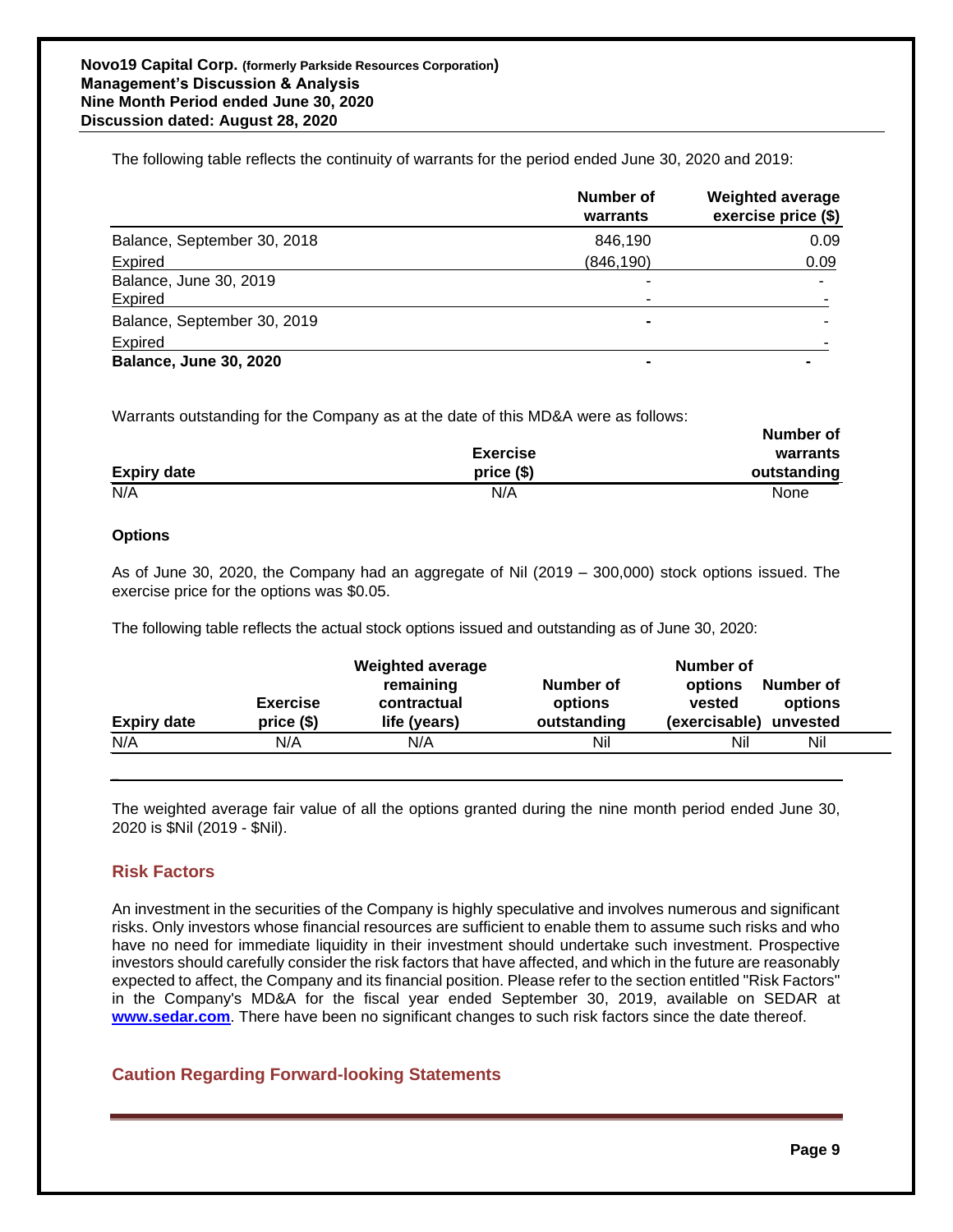The following table reflects the continuity of warrants for the period ended June 30, 2020 and 2019:

| | Number of warrants | Weighted average exercise price ($) |
|---|---|---|
| Balance, September 30, 2018 | 846,190 | 0.09 |
| Expired | (846,190) | 0.09 |
| Balance, June 30, 2019 | - | - |
| Expired | - | - |
| Balance, September 30, 2019 | - | - |
| Expired | | - |
| **Balance, June 30, 2020** | **-** | **-** |

Warrants outstanding for the Company as at the date of this MD&A were as follows:

| Expiry date | Exercise price ($) | Number of warrants outstanding |
|---|---|---|
| N/A | N/A | None |

### Options

As of June 30, 2020, the Company had an aggregate of Nil (2019 – 300,000) stock options issued. The exercise price for the options was $0.05.

The following table reflects the actual stock options issued and outstanding as of June 30, 2020:

| Expiry date | Exercise price ($) | Weighted average remaining contractual life (years) | Number of options outstanding | Number of options vested (exercisable) | Number of options unvested |
|---|---|---|---|---|---|
| N/A | N/A | N/A | Nil | Nil | Nil |

The weighted average fair value of all the options granted during the nine month period ended June 30, 2020 is $Nil (2019 - $Nil).

## Risk Factors

An investment in the securities of the Company is highly speculative and involves numerous and significant risks. Only investors whose financial resources are sufficient to enable them to assume such risks and who have no need for immediate liquidity in their investment should undertake such investment. Prospective investors should carefully consider the risk factors that have affected, and which in the future are reasonably expected to affect, the Company and its financial position. Please refer to the section entitled "Risk Factors" in the Company's MD&A for the fiscal year ended September 30, 2019, available on SEDAR at **www.sedar.com**. There have been no significant changes to such risk factors since the date thereof.

## Caution Regarding Forward-looking Statements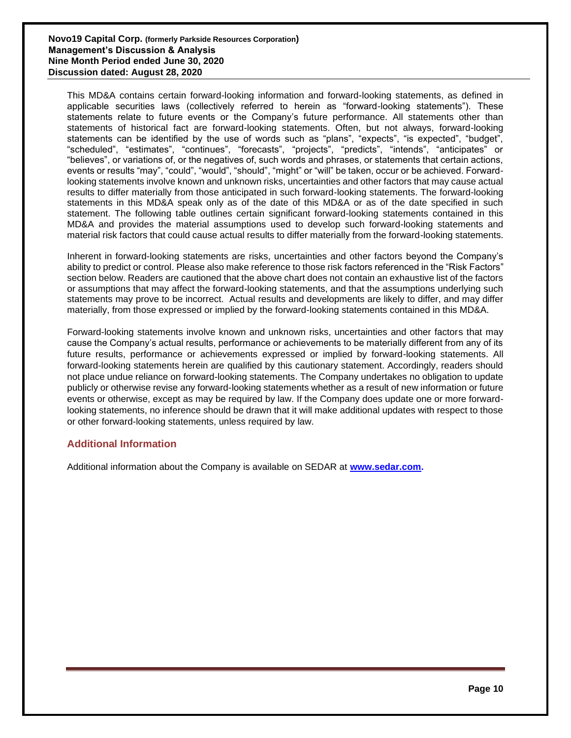This MD&A contains certain forward-looking information and forward-looking statements, as defined in applicable securities laws (collectively referred to herein as "forward-looking statements"). These statements relate to future events or the Company's future performance. All statements other than statements of historical fact are forward-looking statements. Often, but not always, forward-looking statements can be identified by the use of words such as "plans", "expects", "is expected", "budget", "scheduled", "estimates", "continues", "forecasts", "projects", "predicts", "intends", "anticipates" or "believes", or variations of, or the negatives of, such words and phrases, or statements that certain actions, events or results "may", "could", "would", "should", "might" or "will" be taken, occur or be achieved. Forward-looking statements involve known and unknown risks, uncertainties and other factors that may cause actual results to differ materially from those anticipated in such forward-looking statements. The forward-looking statements in this MD&A speak only as of the date of this MD&A or as of the date specified in such statement. The following table outlines certain significant forward-looking statements contained in this MD&A and provides the material assumptions used to develop such forward-looking statements and material risk factors that could cause actual results to differ materially from the forward-looking statements.

Inherent in forward-looking statements are risks, uncertainties and other factors beyond the Company's ability to predict or control. Please also make reference to those risk factors referenced in the "Risk Factors" section below. Readers are cautioned that the above chart does not contain an exhaustive list of the factors or assumptions that may affect the forward-looking statements, and that the assumptions underlying such statements may prove to be incorrect. Actual results and developments are likely to differ, and may differ materially, from those expressed or implied by the forward-looking statements contained in this MD&A.

Forward-looking statements involve known and unknown risks, uncertainties and other factors that may cause the Company's actual results, performance or achievements to be materially different from any of its future results, performance or achievements expressed or implied by forward-looking statements. All forward-looking statements herein are qualified by this cautionary statement. Accordingly, readers should not place undue reliance on forward-looking statements. The Company undertakes no obligation to update publicly or otherwise revise any forward-looking statements whether as a result of new information or future events or otherwise, except as may be required by law. If the Company does update one or more forward-looking statements, no inference should be drawn that it will make additional updates with respect to those or other forward-looking statements, unless required by law.

## Additional Information

Additional information about the Company is available on SEDAR at **www.sedar.com.**